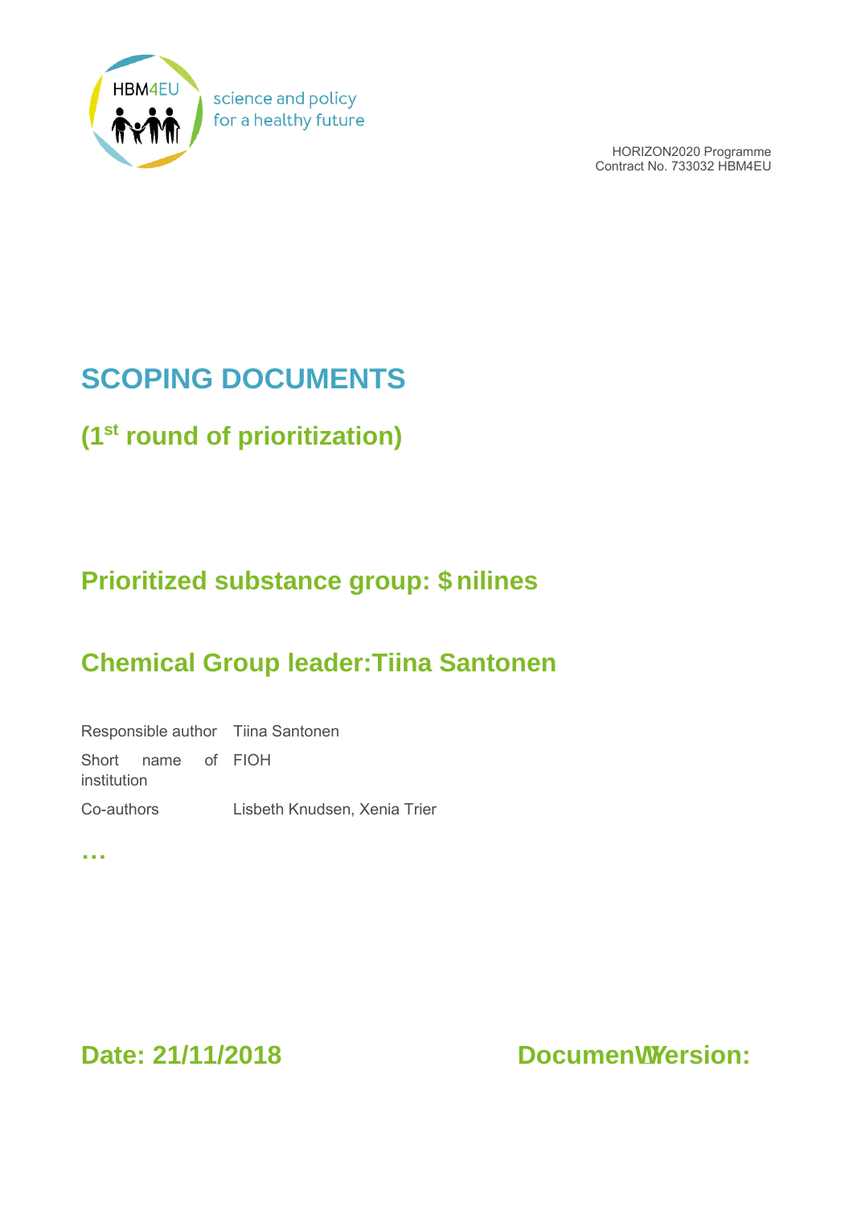science and policy
for a healthy future

HORIZON2020 Programme
Contract No. 733032 HBM4EU

# SCOPING DOCUMENTS

## (1st round of prioritization)

## Prioritized substance group: $ nilines

## Chemical Group leader:Tiina Santonen

| Responsible author | Tiina Santonen |
|---|---|
| Short name of institution | FIOH |
| Co-authors | Lisbeth Knudsen, Xenia Trier |

…

**Date: 21/11/2018** **DocumenWersion:**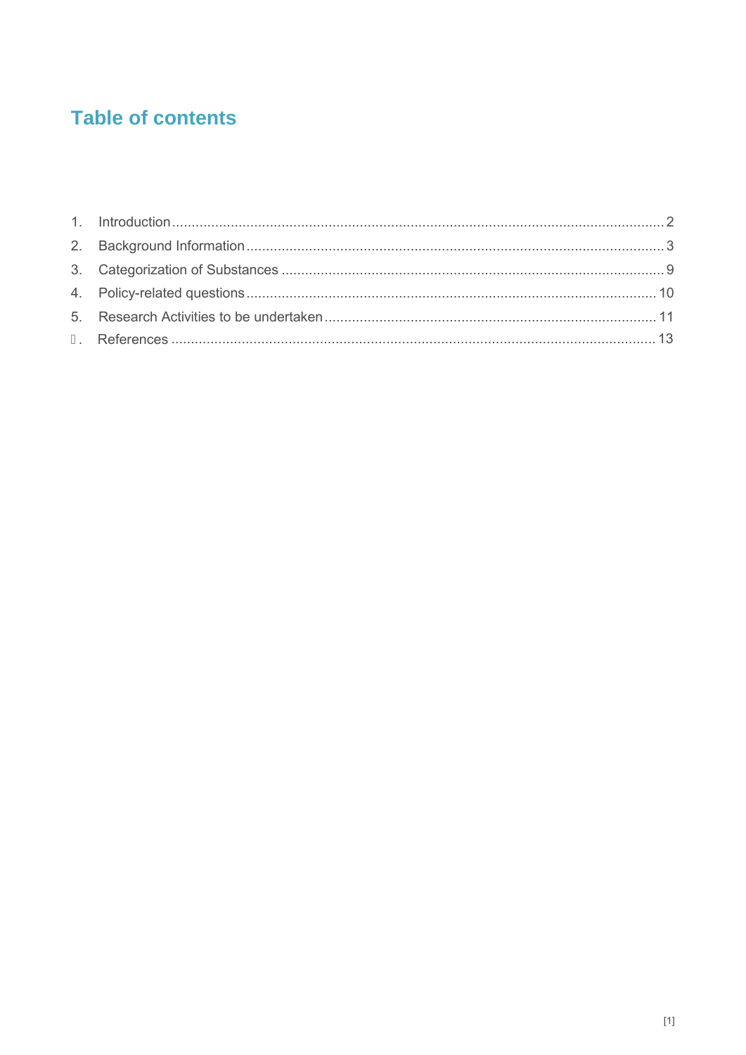# Table of contents

1. Introduction .......... 2
2. Background Information .......... 3
3. Categorization of Substances .......... 9
4. Policy-related questions .......... 10
5. Research Activities to be undertaken .......... 11
6. References .......... 13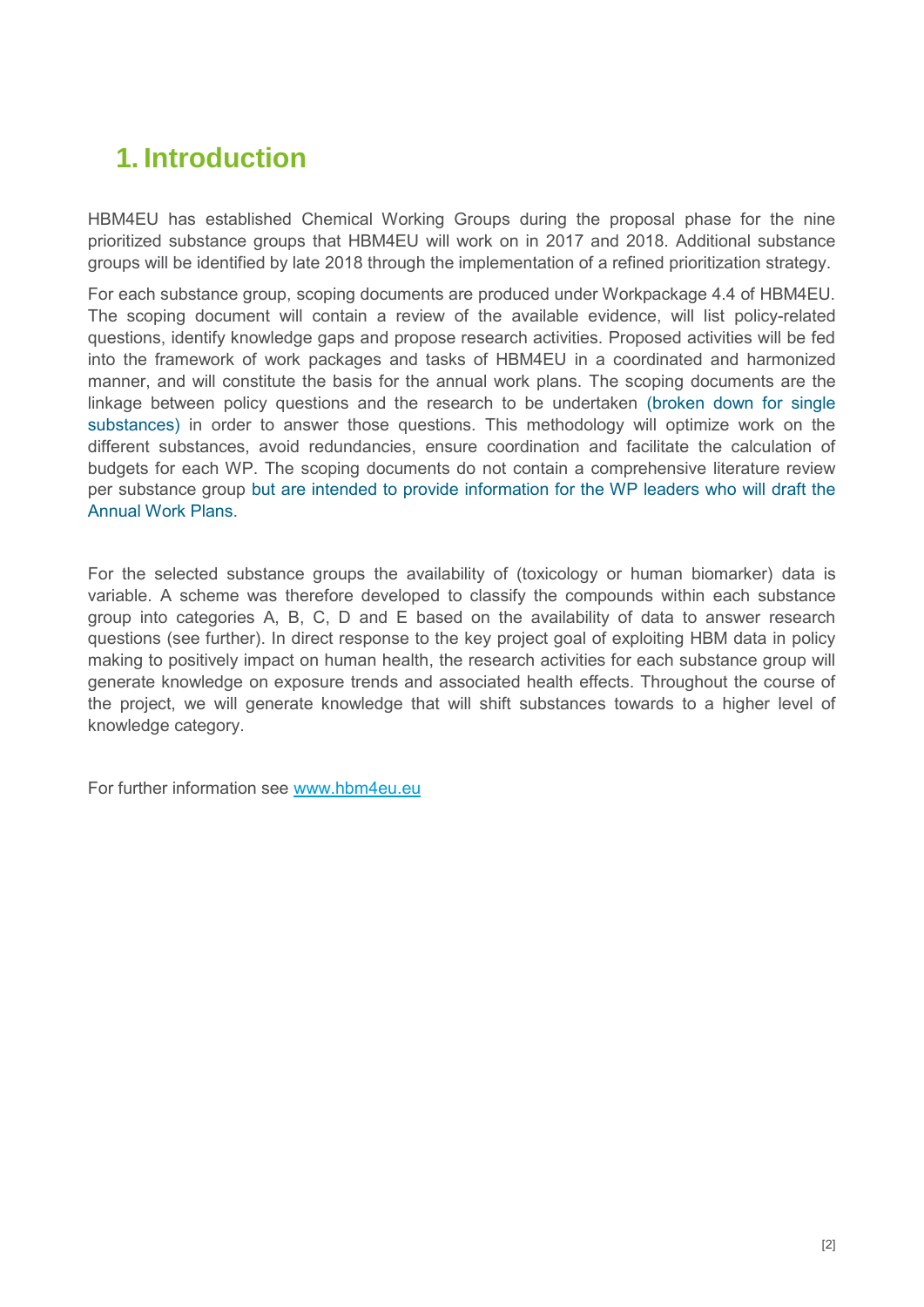# 1. Introduction

HBM4EU has established Chemical Working Groups during the proposal phase for the nine prioritized substance groups that HBM4EU will work on in 2017 and 2018. Additional substance groups will be identified by late 2018 through the implementation of a refined prioritization strategy.

For each substance group, scoping documents are produced under Workpackage 4.4 of HBM4EU. The scoping document will contain a review of the available evidence, will list policy-related questions, identify knowledge gaps and propose research activities. Proposed activities will be fed into the framework of work packages and tasks of HBM4EU in a coordinated and harmonized manner, and will constitute the basis for the annual work plans. The scoping documents are the linkage between policy questions and the research to be undertaken (broken down for single substances) in order to answer those questions. This methodology will optimize work on the different substances, avoid redundancies, ensure coordination and facilitate the calculation of budgets for each WP. The scoping documents do not contain a comprehensive literature review per substance group but are intended to provide information for the WP leaders who will draft the Annual Work Plans.

For the selected substance groups the availability of (toxicology or human biomarker) data is variable. A scheme was therefore developed to classify the compounds within each substance group into categories A, B, C, D and E based on the availability of data to answer research questions (see further). In direct response to the key project goal of exploiting HBM data in policy making to positively impact on human health, the research activities for each substance group will generate knowledge on exposure trends and associated health effects. Throughout the course of the project, we will generate knowledge that will shift substances towards to a higher level of knowledge category.

For further information see www.hbm4eu.eu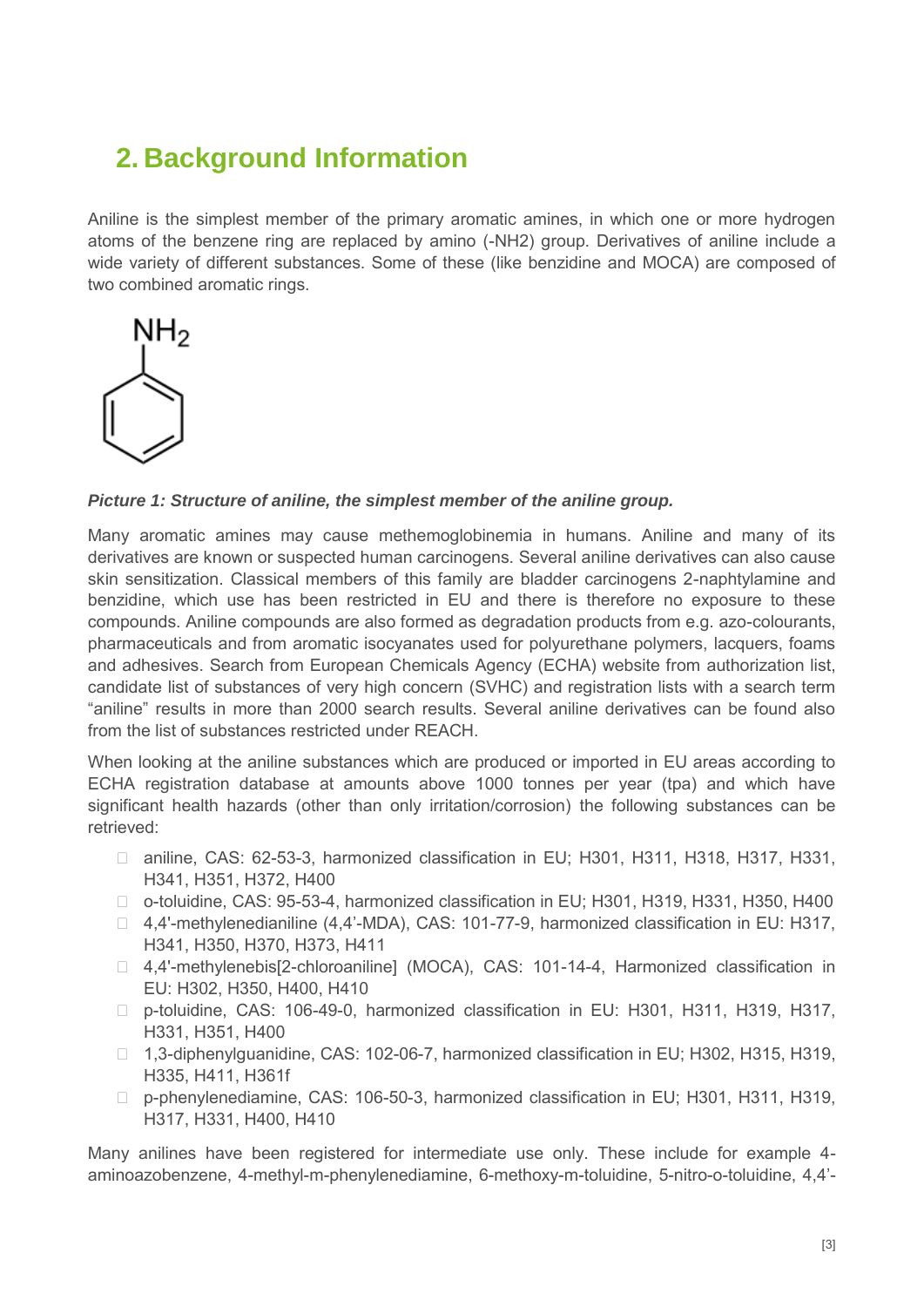## 2. Background Information

Aniline is the simplest member of the primary aromatic amines, in which one or more hydrogen atoms of the benzene ring are replaced by amino (-NH2) group. Derivatives of aniline include a wide variety of different substances. Some of these (like benzidine and MOCA) are composed of two combined aromatic rings.

***Picture 1: Structure of aniline, the simplest member of the aniline group.***

Many aromatic amines may cause methemoglobinemia in humans. Aniline and many of its derivatives are known or suspected human carcinogens. Several aniline derivatives can also cause skin sensitization. Classical members of this family are bladder carcinogens 2-naphtylamine and benzidine, which use has been restricted in EU and there is therefore no exposure to these compounds. Aniline compounds are also formed as degradation products from e.g. azo-colourants, pharmaceuticals and from aromatic isocyanates used for polyurethane polymers, lacquers, foams and adhesives. Search from European Chemicals Agency (ECHA) website from authorization list, candidate list of substances of very high concern (SVHC) and registration lists with a search term "aniline" results in more than 2000 search results. Several aniline derivatives can be found also from the list of substances restricted under REACH.

When looking at the aniline substances which are produced or imported in EU areas according to ECHA registration database at amounts above 1000 tonnes per year (tpa) and which have significant health hazards (other than only irritation/corrosion) the following substances can be retrieved:

- aniline, CAS: 62-53-3, harmonized classification in EU; H301, H311, H318, H317, H331, H341, H351, H372, H400
- o-toluidine, CAS: 95-53-4, harmonized classification in EU; H301, H319, H331, H350, H400
- 4,4'-methylenedianiline (4,4'-MDA), CAS: 101-77-9, harmonized classification in EU: H317, H341, H350, H370, H373, H411
- 4,4'-methylenebis[2-chloroaniline] (MOCA), CAS: 101-14-4, Harmonized classification in EU: H302, H350, H400, H410
- p-toluidine, CAS: 106-49-0, harmonized classification in EU: H301, H311, H319, H317, H331, H351, H400
- 1,3-diphenylguanidine, CAS: 102-06-7, harmonized classification in EU; H302, H315, H319, H335, H411, H361f
- p-phenylenediamine, CAS: 106-50-3, harmonized classification in EU; H301, H311, H319, H317, H331, H400, H410

Many anilines have been registered for intermediate use only. These include for example 4-aminoazobenzene, 4-methyl-m-phenylenediamine, 6-methoxy-m-toluidine, 5-nitro-o-toluidine, 4,4'-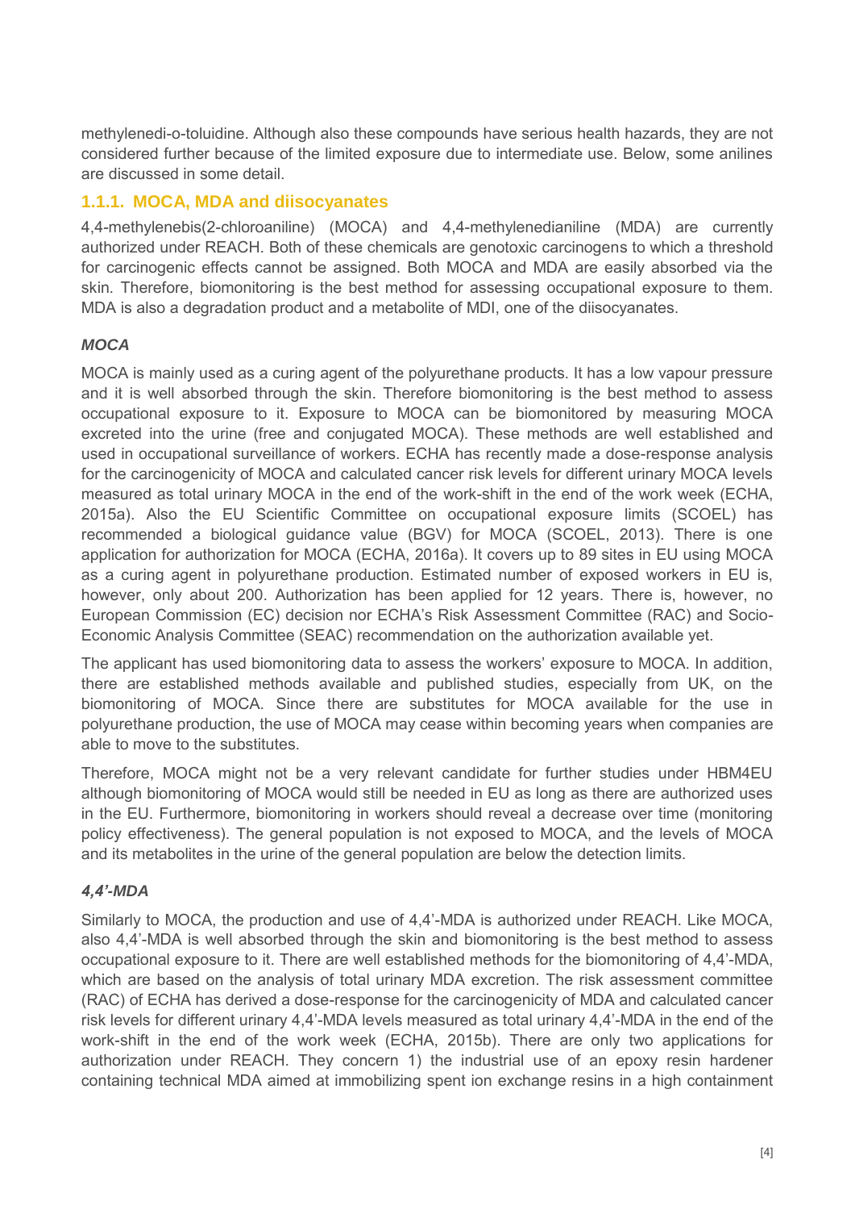methylenedi-o-toluidine. Although also these compounds have serious health hazards, they are not considered further because of the limited exposure due to intermediate use. Below, some anilines are discussed in some detail.

### 1.1.1. MOCA, MDA and diisocyanates

4,4-methylenebis(2-chloroaniline) (MOCA) and 4,4-methylenedianiline (MDA) are currently authorized under REACH. Both of these chemicals are genotoxic carcinogens to which a threshold for carcinogenic effects cannot be assigned. Both MOCA and MDA are easily absorbed via the skin. Therefore, biomonitoring is the best method for assessing occupational exposure to them. MDA is also a degradation product and a metabolite of MDI, one of the diisocyanates.

***MOCA***

MOCA is mainly used as a curing agent of the polyurethane products. It has a low vapour pressure and it is well absorbed through the skin. Therefore biomonitoring is the best method to assess occupational exposure to it. Exposure to MOCA can be biomonitored by measuring MOCA excreted into the urine (free and conjugated MOCA). These methods are well established and used in occupational surveillance of workers. ECHA has recently made a dose-response analysis for the carcinogenicity of MOCA and calculated cancer risk levels for different urinary MOCA levels measured as total urinary MOCA in the end of the work-shift in the end of the work week (ECHA, 2015a). Also the EU Scientific Committee on occupational exposure limits (SCOEL) has recommended a biological guidance value (BGV) for MOCA (SCOEL, 2013). There is one application for authorization for MOCA (ECHA, 2016a). It covers up to 89 sites in EU using MOCA as a curing agent in polyurethane production. Estimated number of exposed workers in EU is, however, only about 200. Authorization has been applied for 12 years. There is, however, no European Commission (EC) decision nor ECHA's Risk Assessment Committee (RAC) and Socio-Economic Analysis Committee (SEAC) recommendation on the authorization available yet.

The applicant has used biomonitoring data to assess the workers' exposure to MOCA. In addition, there are established methods available and published studies, especially from UK, on the biomonitoring of MOCA. Since there are substitutes for MOCA available for the use in polyurethane production, the use of MOCA may cease within becoming years when companies are able to move to the substitutes.

Therefore, MOCA might not be a very relevant candidate for further studies under HBM4EU although biomonitoring of MOCA would still be needed in EU as long as there are authorized uses in the EU. Furthermore, biomonitoring in workers should reveal a decrease over time (monitoring policy effectiveness). The general population is not exposed to MOCA, and the levels of MOCA and its metabolites in the urine of the general population are below the detection limits.

***4,4'-MDA***

Similarly to MOCA, the production and use of 4,4'-MDA is authorized under REACH. Like MOCA, also 4,4'-MDA is well absorbed through the skin and biomonitoring is the best method to assess occupational exposure to it. There are well established methods for the biomonitoring of 4,4'-MDA, which are based on the analysis of total urinary MDA excretion. The risk assessment committee (RAC) of ECHA has derived a dose-response for the carcinogenicity of MDA and calculated cancer risk levels for different urinary 4,4'-MDA levels measured as total urinary 4,4'-MDA in the end of the work-shift in the end of the work week (ECHA, 2015b). There are only two applications for authorization under REACH. They concern 1) the industrial use of an epoxy resin hardener containing technical MDA aimed at immobilizing spent ion exchange resins in a high containment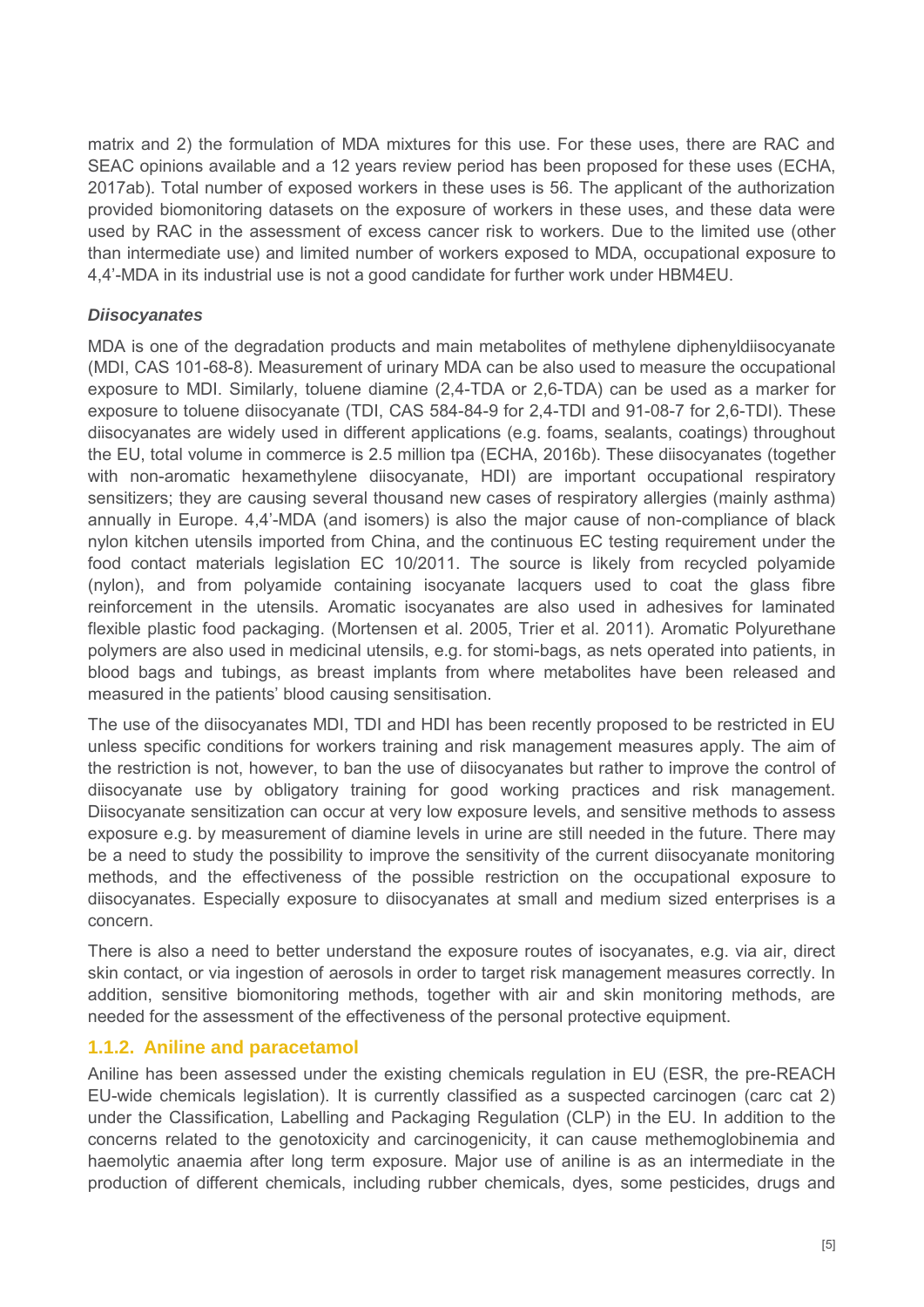matrix and 2) the formulation of MDA mixtures for this use. For these uses, there are RAC and SEAC opinions available and a 12 years review period has been proposed for these uses (ECHA, 2017ab). Total number of exposed workers in these uses is 56. The applicant of the authorization provided biomonitoring datasets on the exposure of workers in these uses, and these data were used by RAC in the assessment of excess cancer risk to workers. Due to the limited use (other than intermediate use) and limited number of workers exposed to MDA, occupational exposure to 4,4'-MDA in its industrial use is not a good candidate for further work under HBM4EU.

***Diisocyanates***

MDA is one of the degradation products and main metabolites of methylene diphenyldiisocyanate (MDI, CAS 101-68-8). Measurement of urinary MDA can be also used to measure the occupational exposure to MDI. Similarly, toluene diamine (2,4-TDA or 2,6-TDA) can be used as a marker for exposure to toluene diisocyanate (TDI, CAS 584-84-9 for 2,4-TDI and 91-08-7 for 2,6-TDI). These diisocyanates are widely used in different applications (e.g. foams, sealants, coatings) throughout the EU, total volume in commerce is 2.5 million tpa (ECHA, 2016b). These diisocyanates (together with non-aromatic hexamethylene diisocyanate, HDI) are important occupational respiratory sensitizers; they are causing several thousand new cases of respiratory allergies (mainly asthma) annually in Europe. 4,4'-MDA (and isomers) is also the major cause of non-compliance of black nylon kitchen utensils imported from China, and the continuous EC testing requirement under the food contact materials legislation EC 10/2011. The source is likely from recycled polyamide (nylon), and from polyamide containing isocyanate lacquers used to coat the glass fibre reinforcement in the utensils. Aromatic isocyanates are also used in adhesives for laminated flexible plastic food packaging. (Mortensen et al. 2005, Trier et al. 2011). Aromatic Polyurethane polymers are also used in medicinal utensils, e.g. for stomi-bags, as nets operated into patients, in blood bags and tubings, as breast implants from where metabolites have been released and measured in the patients' blood causing sensitisation.

The use of the diisocyanates MDI, TDI and HDI has been recently proposed to be restricted in EU unless specific conditions for workers training and risk management measures apply. The aim of the restriction is not, however, to ban the use of diisocyanates but rather to improve the control of diisocyanate use by obligatory training for good working practices and risk management. Diisocyanate sensitization can occur at very low exposure levels, and sensitive methods to assess exposure e.g. by measurement of diamine levels in urine are still needed in the future. There may be a need to study the possibility to improve the sensitivity of the current diisocyanate monitoring methods, and the effectiveness of the possible restriction on the occupational exposure to diisocyanates. Especially exposure to diisocyanates at small and medium sized enterprises is a concern.

There is also a need to better understand the exposure routes of isocyanates, e.g. via air, direct skin contact, or via ingestion of aerosols in order to target risk management measures correctly. In addition, sensitive biomonitoring methods, together with air and skin monitoring methods, are needed for the assessment of the effectiveness of the personal protective equipment.

### 1.1.2. Aniline and paracetamol

Aniline has been assessed under the existing chemicals regulation in EU (ESR, the pre-REACH EU-wide chemicals legislation). It is currently classified as a suspected carcinogen (carc cat 2) under the Classification, Labelling and Packaging Regulation (CLP) in the EU. In addition to the concerns related to the genotoxicity and carcinogenicity, it can cause methemoglobinemia and haemolytic anaemia after long term exposure. Major use of aniline is as an intermediate in the production of different chemicals, including rubber chemicals, dyes, some pesticides, drugs and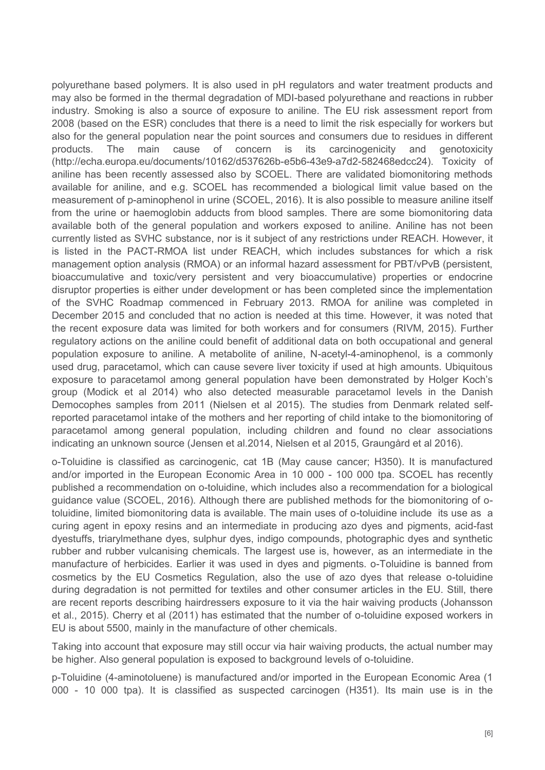polyurethane based polymers. It is also used in pH regulators and water treatment products and may also be formed in the thermal degradation of MDI-based polyurethane and reactions in rubber industry. Smoking is also a source of exposure to aniline. The EU risk assessment report from 2008 (based on the ESR) concludes that there is a need to limit the risk especially for workers but also for the general population near the point sources and consumers due to residues in different products. The main cause of concern is its carcinogenicity and genotoxicity (http://echa.europa.eu/documents/10162/d537626b-e5b6-43e9-a7d2-582468edcc24). Toxicity of aniline has been recently assessed also by SCOEL. There are validated biomonitoring methods available for aniline, and e.g. SCOEL has recommended a biological limit value based on the measurement of p-aminophenol in urine (SCOEL, 2016). It is also possible to measure aniline itself from the urine or haemoglobin adducts from blood samples. There are some biomonitoring data available both of the general population and workers exposed to aniline. Aniline has not been currently listed as SVHC substance, nor is it subject of any restrictions under REACH. However, it is listed in the PACT-RMOA list under REACH, which includes substances for which a risk management option analysis (RMOA) or an informal hazard assessment for PBT/vPvB (persistent, bioaccumulative and toxic/very persistent and very bioaccumulative) properties or endocrine disruptor properties is either under development or has been completed since the implementation of the SVHC Roadmap commenced in February 2013. RMOA for aniline was completed in December 2015 and concluded that no action is needed at this time. However, it was noted that the recent exposure data was limited for both workers and for consumers (RIVM, 2015). Further regulatory actions on the aniline could benefit of additional data on both occupational and general population exposure to aniline. A metabolite of aniline, N-acetyl-4-aminophenol, is a commonly used drug, paracetamol, which can cause severe liver toxicity if used at high amounts. Ubiquitous exposure to paracetamol among general population have been demonstrated by Holger Koch's group (Modick et al 2014) who also detected measurable paracetamol levels in the Danish Democophes samples from 2011 (Nielsen et al 2015). The studies from Denmark related self-reported paracetamol intake of the mothers and her reporting of child intake to the biomonitoring of paracetamol among general population, including children and found no clear associations indicating an unknown source (Jensen et al.2014, Nielsen et al 2015, Graungård et al 2016).

o-Toluidine is classified as carcinogenic, cat 1B (May cause cancer; H350). It is manufactured and/or imported in the European Economic Area in 10 000 - 100 000 tpa. SCOEL has recently published a recommendation on o-toluidine, which includes also a recommendation for a biological guidance value (SCOEL, 2016). Although there are published methods for the biomonitoring of o-toluidine, limited biomonitoring data is available. The main uses of o-toluidine include its use as a curing agent in epoxy resins and an intermediate in producing azo dyes and pigments, acid-fast dyestuffs, triarylmethane dyes, sulphur dyes, indigo compounds, photographic dyes and synthetic rubber and rubber vulcanising chemicals. The largest use is, however, as an intermediate in the manufacture of herbicides. Earlier it was used in dyes and pigments. o-Toluidine is banned from cosmetics by the EU Cosmetics Regulation, also the use of azo dyes that release o-toluidine during degradation is not permitted for textiles and other consumer articles in the EU. Still, there are recent reports describing hairdressers exposure to it via the hair waiving products (Johansson et al., 2015). Cherry et al (2011) has estimated that the number of o-toluidine exposed workers in EU is about 5500, mainly in the manufacture of other chemicals.

Taking into account that exposure may still occur via hair waiving products, the actual number may be higher. Also general population is exposed to background levels of o-toluidine.

p-Toluidine (4-aminotoluene) is manufactured and/or imported in the European Economic Area (1 000 - 10 000 tpa). It is classified as suspected carcinogen (H351). Its main use is in the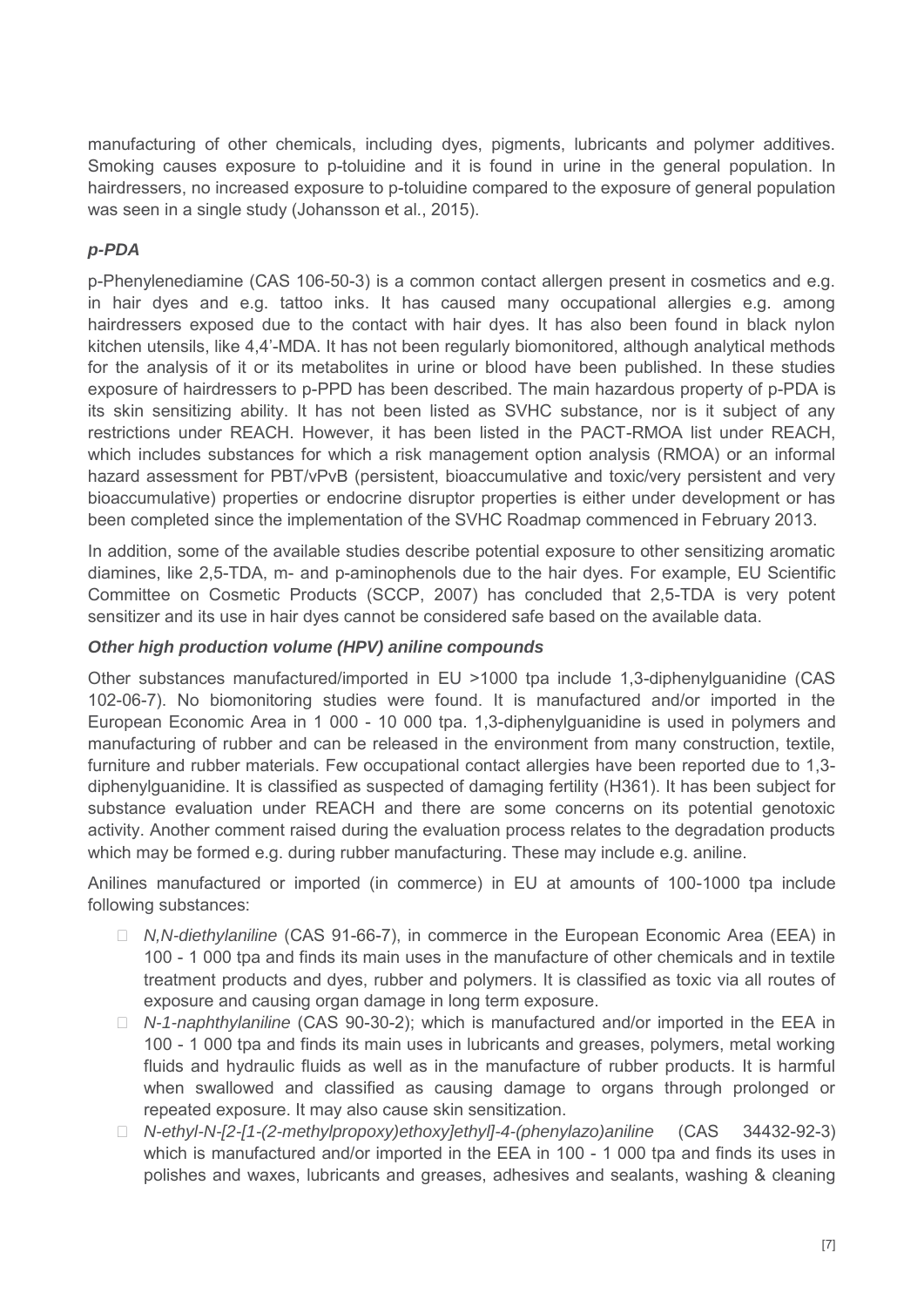manufacturing of other chemicals, including dyes, pigments, lubricants and polymer additives. Smoking causes exposure to p-toluidine and it is found in urine in the general population. In hairdressers, no increased exposure to p-toluidine compared to the exposure of general population was seen in a single study (Johansson et al., 2015).

### *p-PDA*

p-Phenylenediamine (CAS 106-50-3) is a common contact allergen present in cosmetics and e.g. in hair dyes and e.g. tattoo inks. It has caused many occupational allergies e.g. among hairdressers exposed due to the contact with hair dyes. It has also been found in black nylon kitchen utensils, like 4,4'-MDA. It has not been regularly biomonitored, although analytical methods for the analysis of it or its metabolites in urine or blood have been published. In these studies exposure of hairdressers to p-PPD has been described. The main hazardous property of p-PDA is its skin sensitizing ability. It has not been listed as SVHC substance, nor is it subject of any restrictions under REACH. However, it has been listed in the PACT-RMOA list under REACH, which includes substances for which a risk management option analysis (RMOA) or an informal hazard assessment for PBT/vPvB (persistent, bioaccumulative and toxic/very persistent and very bioaccumulative) properties or endocrine disruptor properties is either under development or has been completed since the implementation of the SVHC Roadmap commenced in February 2013.

In addition, some of the available studies describe potential exposure to other sensitizing aromatic diamines, like 2,5-TDA, m- and p-aminophenols due to the hair dyes. For example, EU Scientific Committee on Cosmetic Products (SCCP, 2007) has concluded that 2,5-TDA is very potent sensitizer and its use in hair dyes cannot be considered safe based on the available data.

### *Other high production volume (HPV) aniline compounds*

Other substances manufactured/imported in EU >1000 tpa include 1,3-diphenylguanidine (CAS 102-06-7). No biomonitoring studies were found. It is manufactured and/or imported in the European Economic Area in 1 000 - 10 000 tpa. 1,3-diphenylguanidine is used in polymers and manufacturing of rubber and can be released in the environment from many construction, textile, furniture and rubber materials. Few occupational contact allergies have been reported due to 1,3-diphenylguanidine. It is classified as suspected of damaging fertility (H361). It has been subject for substance evaluation under REACH and there are some concerns on its potential genotoxic activity. Another comment raised during the evaluation process relates to the degradation products which may be formed e.g. during rubber manufacturing. These may include e.g. aniline.

Anilines manufactured or imported (in commerce) in EU at amounts of 100-1000 tpa include following substances:

- *N,N-diethylaniline* (CAS 91-66-7), in commerce in the European Economic Area (EEA) in 100 - 1 000 tpa and finds its main uses in the manufacture of other chemicals and in textile treatment products and dyes, rubber and polymers. It is classified as toxic via all routes of exposure and causing organ damage in long term exposure.
- *N-1-naphthylaniline* (CAS 90-30-2); which is manufactured and/or imported in the EEA in 100 - 1 000 tpa and finds its main uses in lubricants and greases, polymers, metal working fluids and hydraulic fluids as well as in the manufacture of rubber products. It is harmful when swallowed and classified as causing damage to organs through prolonged or repeated exposure. It may also cause skin sensitization.
- *N-ethyl-N-[2-[1-(2-methylpropoxy)ethoxy]ethyl]-4-(phenylazo)aniline* (CAS 34432-92-3) which is manufactured and/or imported in the EEA in 100 - 1 000 tpa and finds its uses in polishes and waxes, lubricants and greases, adhesives and sealants, washing & cleaning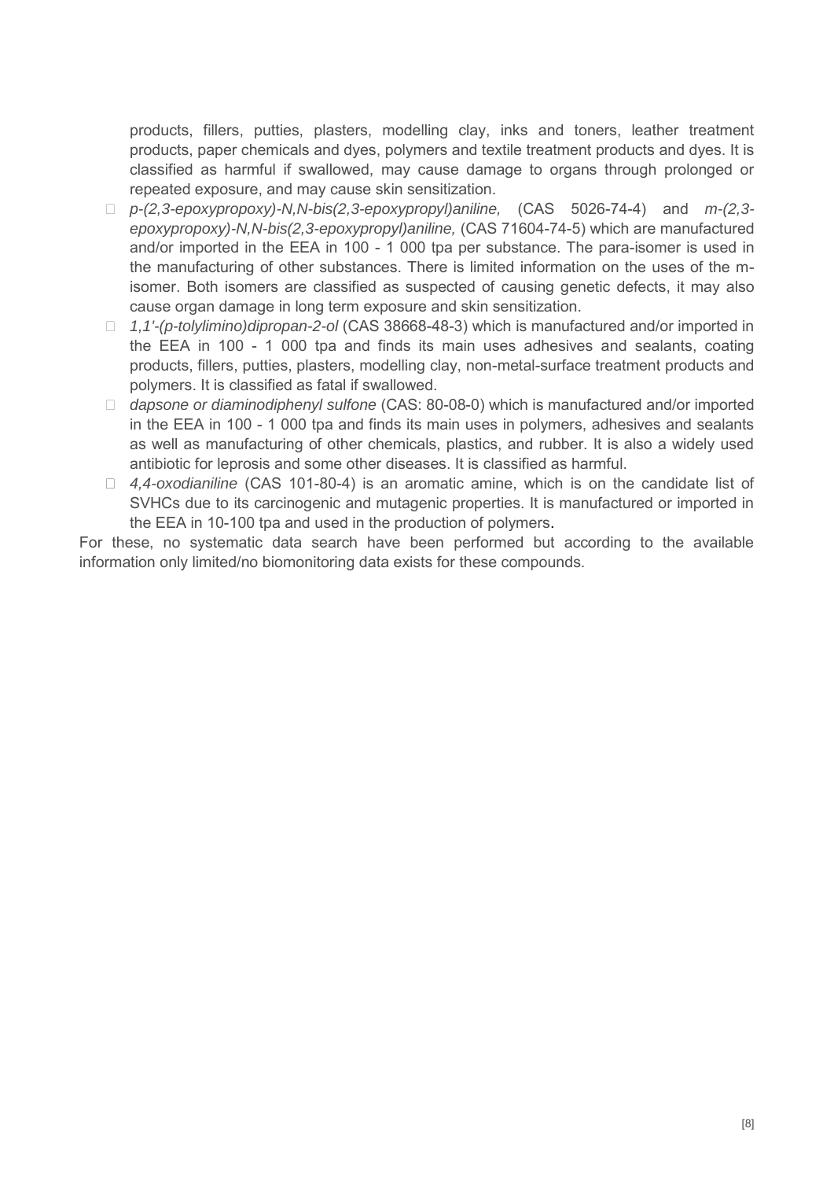products, fillers, putties, plasters, modelling clay, inks and toners, leather treatment products, paper chemicals and dyes, polymers and textile treatment products and dyes. It is classified as harmful if swallowed, may cause damage to organs through prolonged or repeated exposure, and may cause skin sensitization.

- *p-(2,3-epoxypropoxy)-N,N-bis(2,3-epoxypropyl)aniline,* (CAS 5026-74-4) and *m-(2,3-epoxypropoxy)-N,N-bis(2,3-epoxypropyl)aniline,* (CAS 71604-74-5) which are manufactured and/or imported in the EEA in 100 - 1 000 tpa per substance. The para-isomer is used in the manufacturing of other substances. There is limited information on the uses of the m-isomer. Both isomers are classified as suspected of causing genetic defects, it may also cause organ damage in long term exposure and skin sensitization.
- *1,1'-(p-tolylimino)dipropan-2-ol* (CAS 38668-48-3) which is manufactured and/or imported in the EEA in 100 - 1 000 tpa and finds its main uses adhesives and sealants, coating products, fillers, putties, plasters, modelling clay, non-metal-surface treatment products and polymers. It is classified as fatal if swallowed.
- *dapsone or diaminodiphenyl sulfone* (CAS: 80-08-0) which is manufactured and/or imported in the EEA in 100 - 1 000 tpa and finds its main uses in polymers, adhesives and sealants as well as manufacturing of other chemicals, plastics, and rubber. It is also a widely used antibiotic for leprosis and some other diseases. It is classified as harmful.
- *4,4-oxodianiline* (CAS 101-80-4) is an aromatic amine, which is on the candidate list of SVHCs due to its carcinogenic and mutagenic properties. It is manufactured or imported in the EEA in 10-100 tpa and used in the production of polymers.

For these, no systematic data search have been performed but according to the available information only limited/no biomonitoring data exists for these compounds.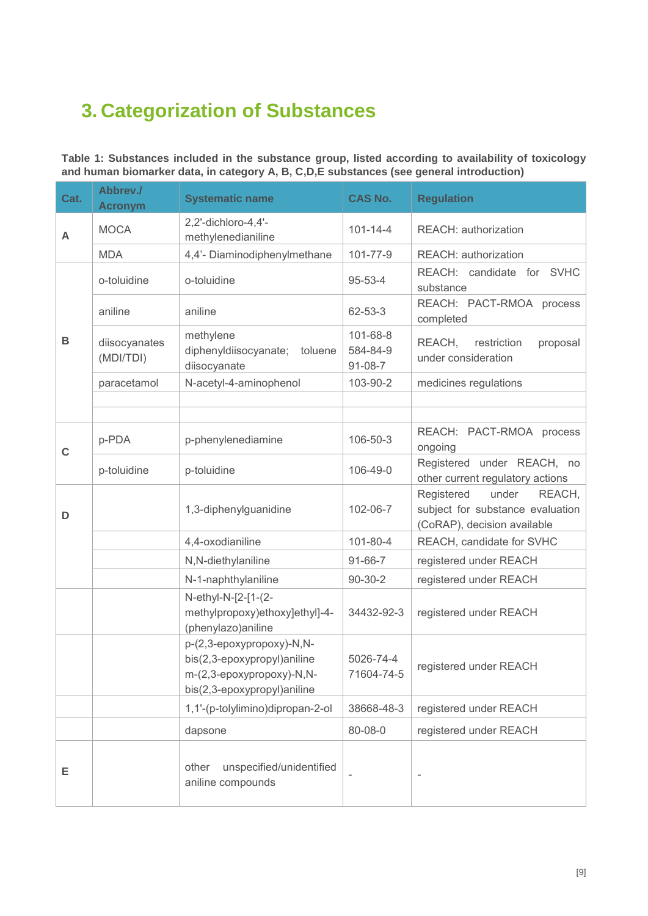# 3. Categorization of Substances

**Table 1: Substances included in the substance group, listed according to availability of toxicology and human biomarker data, in category A, B, C,D,E substances (see general introduction)**

| Cat. | Abbrev./ Acronym | Systematic name | CAS No. | Regulation |
|---|---|---|---|---|
| A | MOCA | 2,2'-dichloro-4,4'-methylenedianiline | 101-14-4 | REACH: authorization |
| | MDA | 4,4'- Diaminodiphenylmethane | 101-77-9 | REACH: authorization |
| B | o-toluidine | o-toluidine | 95-53-4 | REACH: candidate for SVHC substance |
| | aniline | aniline | 62-53-3 | REACH: PACT-RMOA process completed |
| | diisocyanates (MDI/TDI) | methylene diphenyldiisocyanate; toluene diisocyanate | 101-68-8<br>584-84-9<br>91-08-7 | REACH, restriction proposal under consideration |
| | paracetamol | N-acetyl-4-aminophenol | 103-90-2 | medicines regulations |
| | | | | |
| | | | | |
| C | p-PDA | p-phenylenediamine | 106-50-3 | REACH: PACT-RMOA process ongoing |
| | p-toluidine | p-toluidine | 106-49-0 | Registered under REACH, no other current regulatory actions |
| D | | 1,3-diphenylguanidine | 102-06-7 | Registered under REACH, subject for substance evaluation (CoRAP), decision available |
| | | 4,4-oxodianiline | 101-80-4 | REACH, candidate for SVHC |
| | | N,N-diethylaniline | 91-66-7 | registered under REACH |
| | | N-1-naphthylaniline | 90-30-2 | registered under REACH |
| | | N-ethyl-N-[2-[1-(2-methylpropoxy)ethoxy]ethyl]-4-(phenylazo)aniline | 34432-92-3 | registered under REACH |
| | | p-(2,3-epoxypropoxy)-N,N-bis(2,3-epoxypropyl)aniline<br>m-(2,3-epoxypropoxy)-N,N-bis(2,3-epoxypropyl)aniline | 5026-74-4<br>71604-74-5 | registered under REACH |
| | | 1,1'-(p-tolylimino)dipropan-2-ol | 38668-48-3 | registered under REACH |
| | | dapsone | 80-08-0 | registered under REACH |
| E | | other unspecified/unidentified aniline compounds | - | - |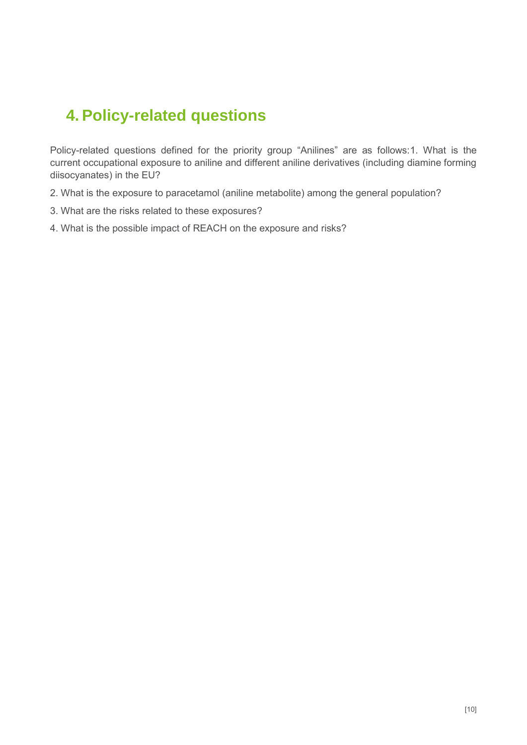# 4. Policy-related questions

Policy-related questions defined for the priority group "Anilines" are as follows: 1. What is the current occupational exposure to aniline and different aniline derivatives (including diamine forming diisocyanates) in the EU?

2. What is the exposure to paracetamol (aniline metabolite) among the general population?

3. What are the risks related to these exposures?

4. What is the possible impact of REACH on the exposure and risks?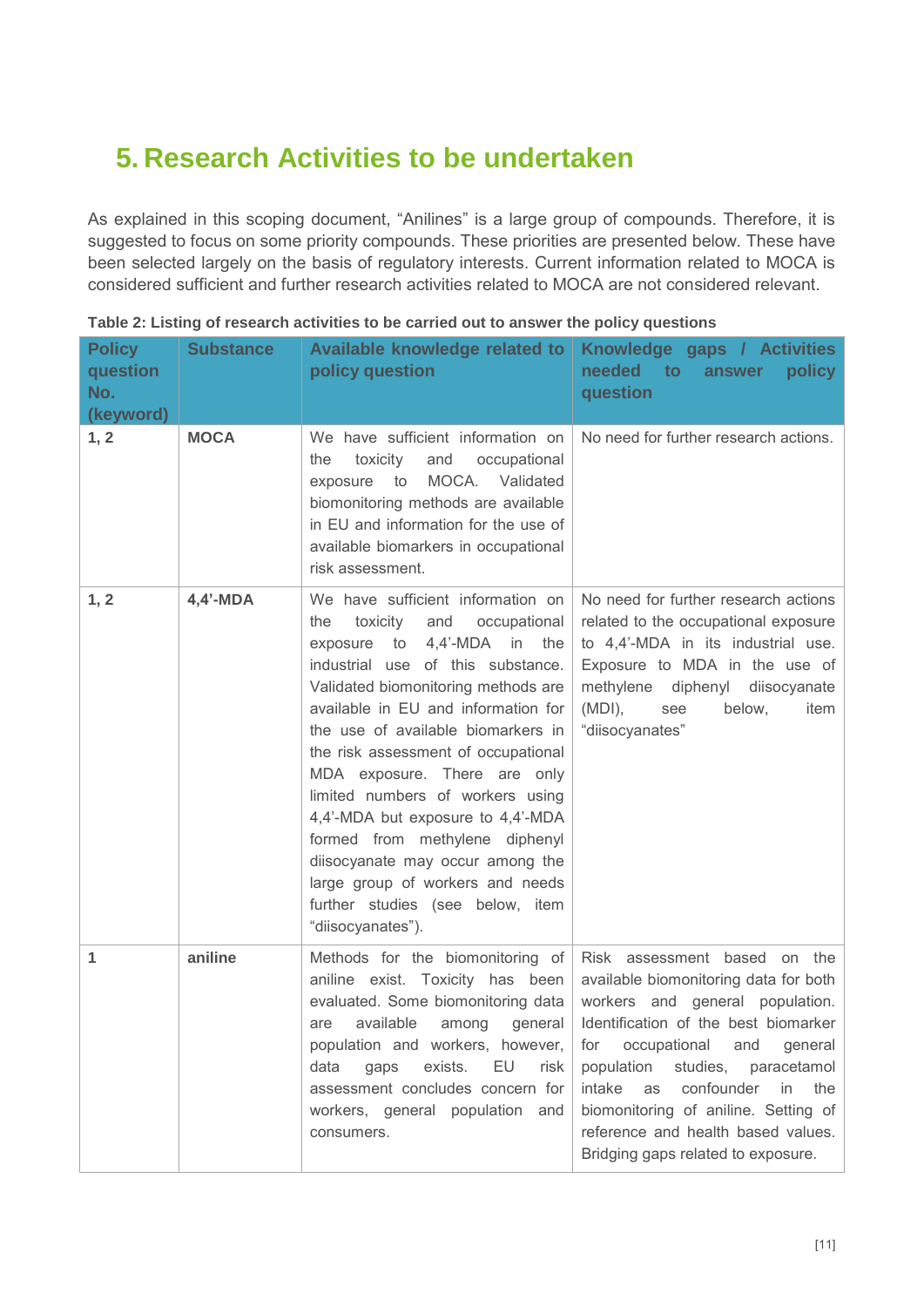# 5. Research Activities to be undertaken

As explained in this scoping document, “Anilines” is a large group of compounds. Therefore, it is suggested to focus on some priority compounds. These priorities are presented below. These have been selected largely on the basis of regulatory interests. Current information related to MOCA is considered sufficient and further research activities related to MOCA are not considered relevant.

**Table 2: Listing of research activities to be carried out to answer the policy questions**

| Policy question No. (keyword) | Substance | Available knowledge related to policy question | Knowledge gaps / Activities needed to answer policy question |
|---|---|---|---|
| **1, 2** | **MOCA** | We have sufficient information on the toxicity and occupational exposure to MOCA. Validated biomonitoring methods are available in EU and information for the use of available biomarkers in occupational risk assessment. | No need for further research actions. |
| **1, 2** | **4,4’-MDA** | We have sufficient information on the toxicity and occupational exposure to 4,4’-MDA in the industrial use of this substance. Validated biomonitoring methods are available in EU and information for the use of available biomarkers in the risk assessment of occupational MDA exposure. There are only limited numbers of workers using 4,4’-MDA but exposure to 4,4’-MDA formed from methylene diphenyl diisocyanate may occur among the large group of workers and needs further studies (see below, item “diisocyanates”). | No need for further research actions related to the occupational exposure to 4,4’-MDA in its industrial use. Exposure to MDA in the use of methylene diphenyl diisocyanate (MDI), see below, item “diisocyanates” |
| **1** | **aniline** | Methods for the biomonitoring of aniline exist. Toxicity has been evaluated. Some biomonitoring data are available among general population and workers, however, data gaps exists. EU risk assessment concludes concern for workers, general population and consumers. | Risk assessment based on the available biomonitoring data for both workers and general population. Identification of the best biomarker for occupational and general population studies, paracetamol intake as confounder in the biomonitoring of aniline. Setting of reference and health based values. Bridging gaps related to exposure. |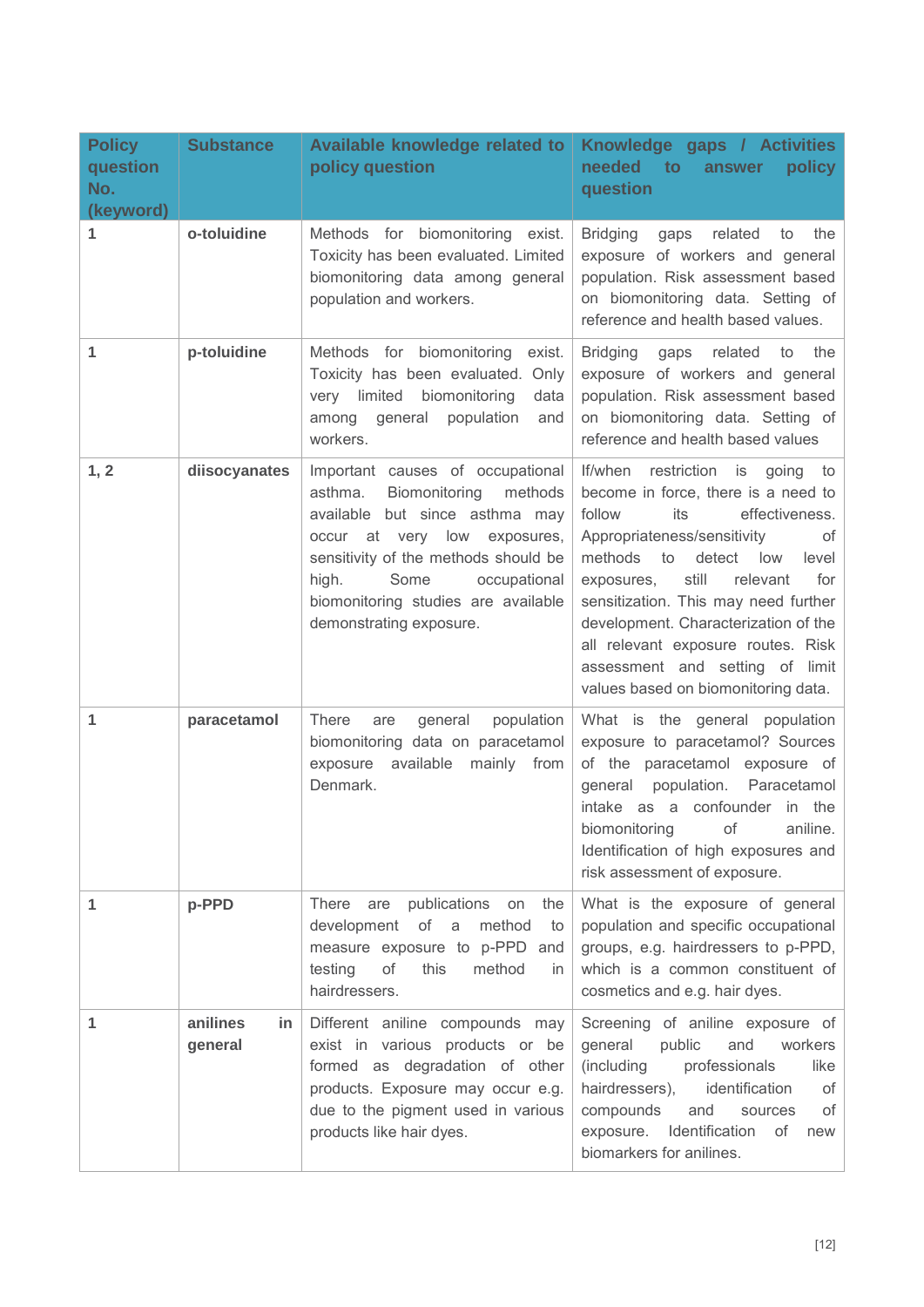| Policy question No. (keyword) | Substance | Available knowledge related to policy question | Knowledge gaps / Activities needed to answer policy question |
|---|---|---|---|
| 1 | **o-toluidine** | Methods for biomonitoring exist. Toxicity has been evaluated. Limited biomonitoring data among general population and workers. | Bridging gaps related to the exposure of workers and general population. Risk assessment based on biomonitoring data. Setting of reference and health based values. |
| 1 | **p-toluidine** | Methods for biomonitoring exist. Toxicity has been evaluated. Only very limited biomonitoring data among general population and workers. | Bridging gaps related to the exposure of workers and general population. Risk assessment based on biomonitoring data. Setting of reference and health based values |
| 1, 2 | **diisocyanates** | Important causes of occupational asthma. Biomonitoring methods available but since asthma may occur at very low exposures, sensitivity of the methods should be high. Some occupational biomonitoring studies are available demonstrating exposure. | If/when restriction is going to become in force, there is a need to follow its effectiveness. Appropriateness/sensitivity of methods to detect low level exposures, still relevant for sensitization. This may need further development. Characterization of the all relevant exposure routes. Risk assessment and setting of limit values based on biomonitoring data. |
| 1 | **paracetamol** | There are general population biomonitoring data on paracetamol exposure available mainly from Denmark. | What is the general population exposure to paracetamol? Sources of the paracetamol exposure of general population. Paracetamol intake as a confounder in the biomonitoring of aniline. Identification of high exposures and risk assessment of exposure. |
| 1 | **p-PPD** | There are publications on the development of a method to measure exposure to p-PPD and testing of this method in hairdressers. | What is the exposure of general population and specific occupational groups, e.g. hairdressers to p-PPD, which is a common constituent of cosmetics and e.g. hair dyes. |
| 1 | **anilines in general** | Different aniline compounds may exist in various products or be formed as degradation of other products. Exposure may occur e.g. due to the pigment used in various products like hair dyes. | Screening of aniline exposure of general public and workers (including professionals like hairdressers), identification of compounds and sources of exposure. Identification of new biomarkers for anilines. |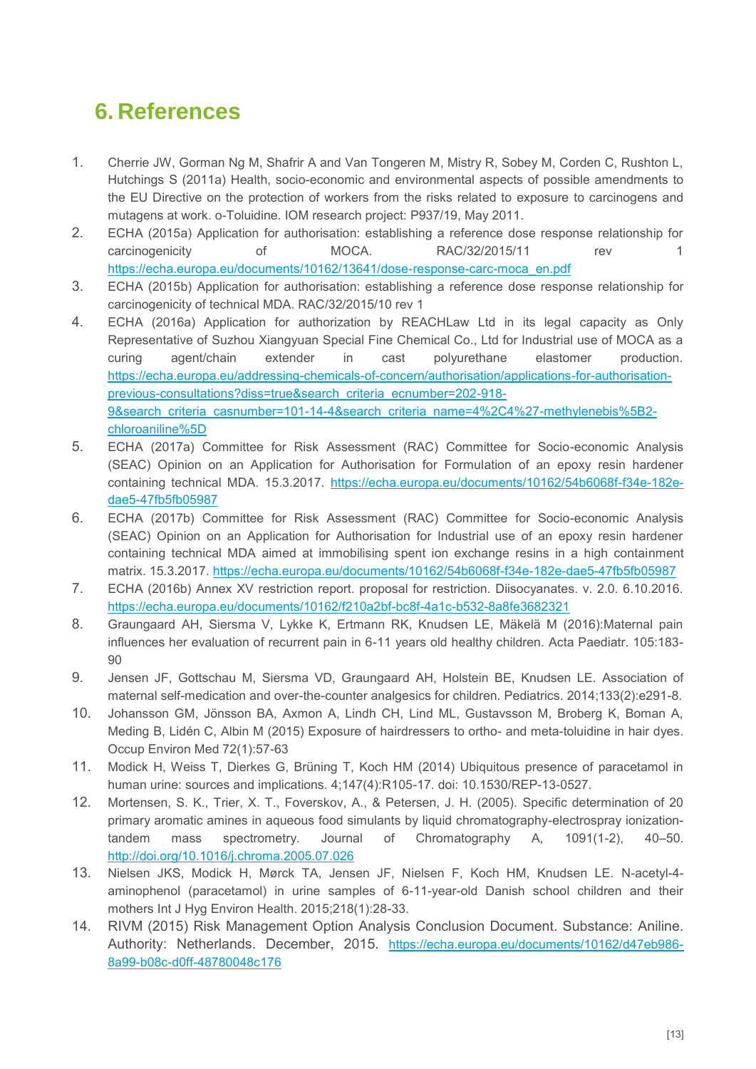# 6. References

1. Cherrie JW, Gorman Ng M, Shafrir A and Van Tongeren M, Mistry R, Sobey M, Corden C, Rushton L, Hutchings S (2011a) Health, socio-economic and environmental aspects of possible amendments to the EU Directive on the protection of workers from the risks related to exposure to carcinogens and mutagens at work. o-Toluidine. IOM research project: P937/19, May 2011.
2. ECHA (2015a) Application for authorisation: establishing a reference dose response relationship for carcinogenicity of MOCA. RAC/32/2015/11 rev 1 https://echa.europa.eu/documents/10162/13641/dose-response-carc-moca_en.pdf
3. ECHA (2015b) Application for authorisation: establishing a reference dose response relationship for carcinogenicity of technical MDA. RAC/32/2015/10 rev 1
4. ECHA (2016a) Application for authorization by REACHLaw Ltd in its legal capacity as Only Representative of Suzhou Xiangyuan Special Fine Chemical Co., Ltd for Industrial use of MOCA as a curing agent/chain extender in cast polyurethane elastomer production. https://echa.europa.eu/addressing-chemicals-of-concern/authorisation/applications-for-authorisation-previous-consultations?diss=true&search_criteria_ecnumber=202-918-9&search_criteria_casnumber=101-14-4&search_criteria_name=4%2C4%27-methylenebis%5B2-chloroaniline%5D
5. ECHA (2017a) Committee for Risk Assessment (RAC) Committee for Socio-economic Analysis (SEAC) Opinion on an Application for Authorisation for Formulation of an epoxy resin hardener containing technical MDA. 15.3.2017. https://echa.europa.eu/documents/10162/54b6068f-f34e-182e-dae5-47fb5fb05987
6. ECHA (2017b) Committee for Risk Assessment (RAC) Committee for Socio-economic Analysis (SEAC) Opinion on an Application for Authorisation for Industrial use of an epoxy resin hardener containing technical MDA aimed at immobilising spent ion exchange resins in a high containment matrix. 15.3.2017. https://echa.europa.eu/documents/10162/54b6068f-f34e-182e-dae5-47fb5fb05987
7. ECHA (2016b) Annex XV restriction report. proposal for restriction. Diisocyanates. v. 2.0. 6.10.2016. https://echa.europa.eu/documents/10162/f210a2bf-bc8f-4a1c-b532-8a8fe3682321
8. Graungaard AH, Siersma V, Lykke K, Ertmann RK, Knudsen LE, Mäkelä M (2016):Maternal pain influences her evaluation of recurrent pain in 6-11 years old healthy children. Acta Paediatr. 105:183-90
9. Jensen JF, Gottschau M, Siersma VD, Graungaard AH, Holstein BE, Knudsen LE. Association of maternal self-medication and over-the-counter analgesics for children. Pediatrics. 2014;133(2):e291-8.
10. Johansson GM, Jönsson BA, Axmon A, Lindh CH, Lind ML, Gustavsson M, Broberg K, Boman A, Meding B, Lidén C, Albin M (2015) Exposure of hairdressers to ortho- and meta-toluidine in hair dyes. Occup Environ Med 72(1):57-63
11. Modick H, Weiss T, Dierkes G, Brüning T, Koch HM (2014) Ubiquitous presence of paracetamol in human urine: sources and implications. 4;147(4):R105-17. doi: 10.1530/REP-13-0527.
12. Mortensen, S. K., Trier, X. T., Foverskov, A., & Petersen, J. H. (2005). Specific determination of 20 primary aromatic amines in aqueous food simulants by liquid chromatography-electrospray ionization-tandem mass spectrometry. Journal of Chromatography A, 1091(1-2), 40–50. http://doi.org/10.1016/j.chroma.2005.07.026
13. Nielsen JKS, Modick H, Mørck TA, Jensen JF, Nielsen F, Koch HM, Knudsen LE. N-acetyl-4-aminophenol (paracetamol) in urine samples of 6-11-year-old Danish school children and their mothers Int J Hyg Environ Health. 2015;218(1):28-33.
14. RIVM (2015) Risk Management Option Analysis Conclusion Document. Substance: Aniline. Authority: Netherlands. December, 2015. https://echa.europa.eu/documents/10162/d47eb986-8a99-b08c-d0ff-48780048c176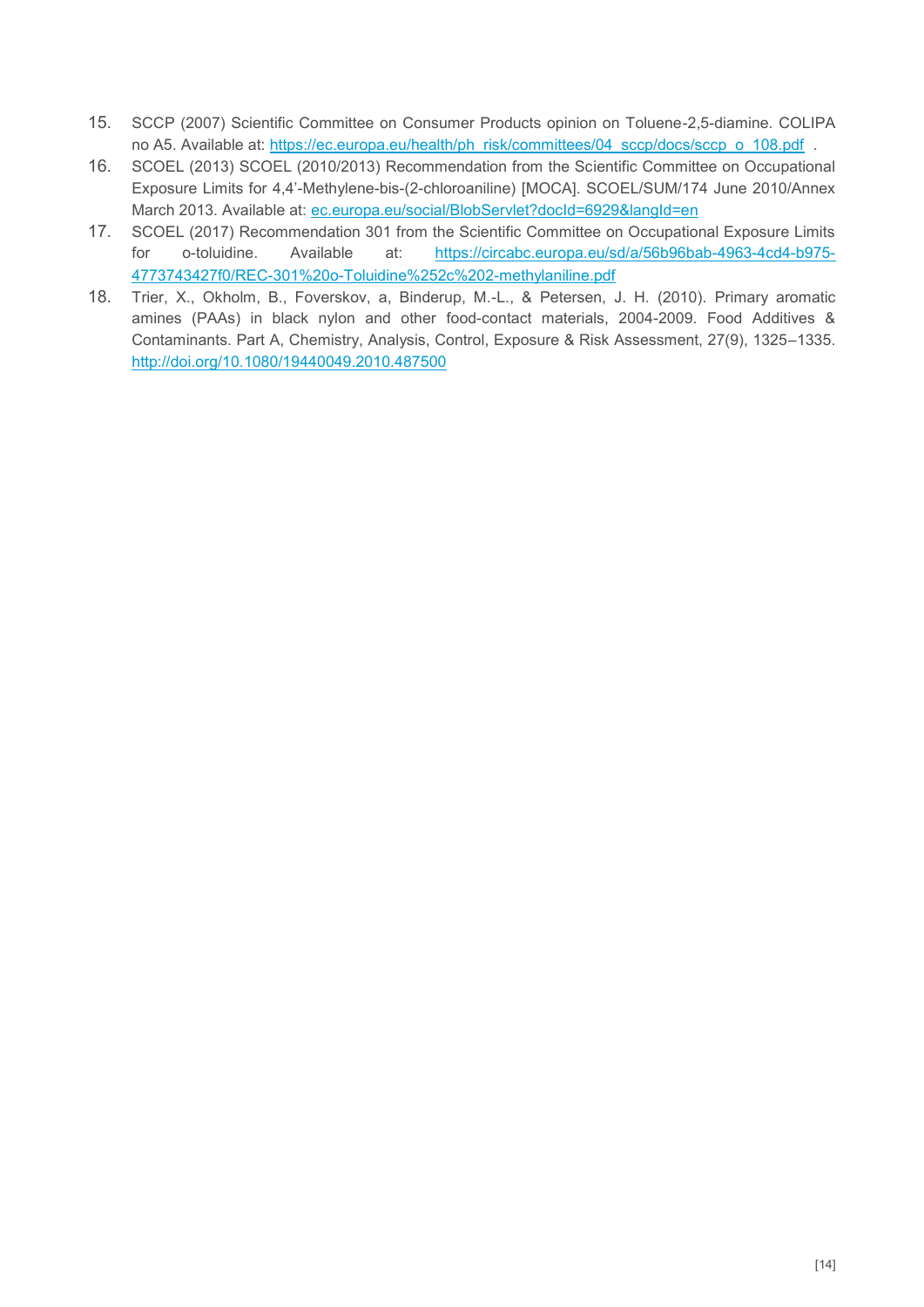15. SCCP (2007) Scientific Committee on Consumer Products opinion on Toluene-2,5-diamine. COLIPA no A5. Available at: https://ec.europa.eu/health/ph_risk/committees/04_sccp/docs/sccp_o_108.pdf .
16. SCOEL (2013) SCOEL (2010/2013) Recommendation from the Scientific Committee on Occupational Exposure Limits for 4,4'-Methylene-bis-(2-chloroaniline) [MOCA]. SCOEL/SUM/174 June 2010/Annex March 2013. Available at: ec.europa.eu/social/BlobServlet?docId=6929&langId=en
17. SCOEL (2017) Recommendation 301 from the Scientific Committee on Occupational Exposure Limits for o-toluidine. Available at: https://circabc.europa.eu/sd/a/56b96bab-4963-4cd4-b975-4773743427f0/REC-301%20o-Toluidine%252c%202-methylaniline.pdf
18. Trier, X., Okholm, B., Foverskov, a, Binderup, M.-L., & Petersen, J. H. (2010). Primary aromatic amines (PAAs) in black nylon and other food-contact materials, 2004-2009. Food Additives & Contaminants. Part A, Chemistry, Analysis, Control, Exposure & Risk Assessment, 27(9), 1325–1335. http://doi.org/10.1080/19440049.2010.487500